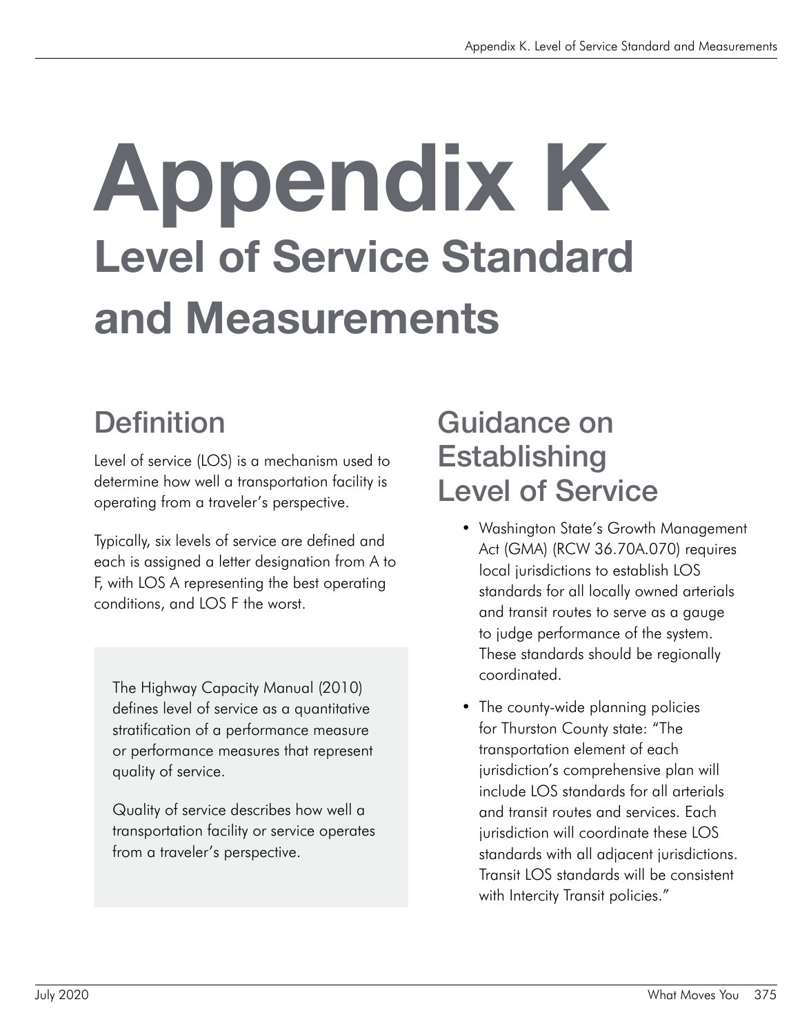# Appendix K
## Level of Service Standard and Measurements

## Definition

Level of service (LOS) is a mechanism used to determine how well a transportation facility is operating from a traveler's perspective.

Typically, six levels of service are defined and each is assigned a letter designation from A to F, with LOS A representing the best operating conditions, and LOS F the worst.

> The Highway Capacity Manual (2010) defines level of service as a quantitative stratification of a performance measure or performance measures that represent quality of service.
>
> Quality of service describes how well a transportation facility or service operates from a traveler's perspective.

## Guidance on Establishing Level of Service

- Washington State's Growth Management Act (GMA) (RCW 36.70A.070) requires local jurisdictions to establish LOS standards for all locally owned arterials and transit routes to serve as a gauge to judge performance of the system. These standards should be regionally coordinated.
- The county-wide planning policies for Thurston County state: "The transportation element of each jurisdiction's comprehensive plan will include LOS standards for all arterials and transit routes and services. Each jurisdiction will coordinate these LOS standards with all adjacent jurisdictions. Transit LOS standards will be consistent with Intercity Transit policies."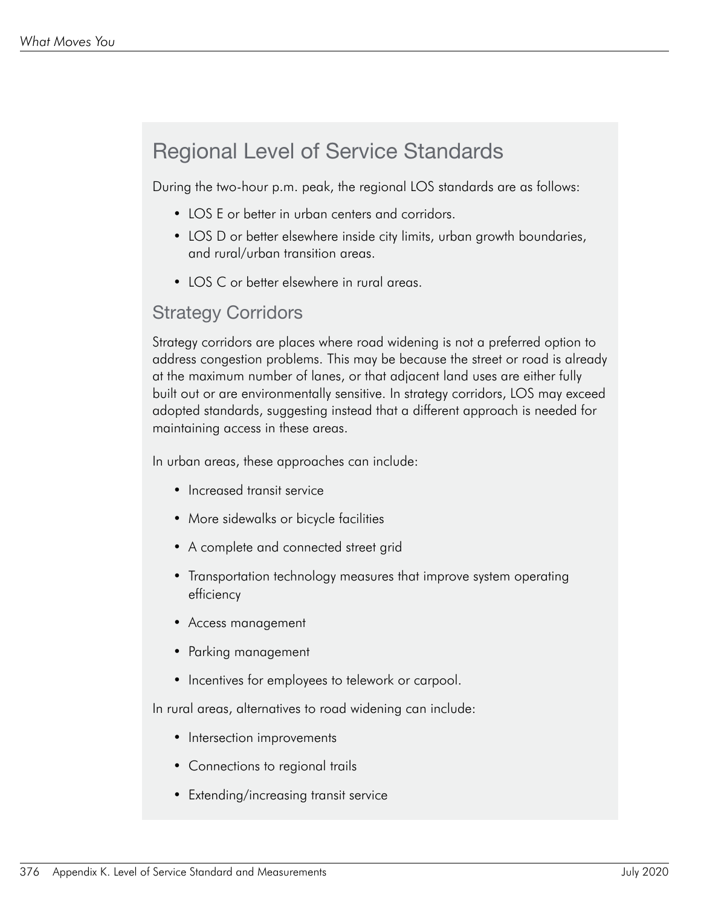## Regional Level of Service Standards

During the two-hour p.m. peak, the regional LOS standards are as follows:

- LOS E or better in urban centers and corridors.
- LOS D or better elsewhere inside city limits, urban growth boundaries, and rural/urban transition areas.
- LOS C or better elsewhere in rural areas.

### Strategy Corridors

Strategy corridors are places where road widening is not a preferred option to address congestion problems. This may be because the street or road is already at the maximum number of lanes, or that adjacent land uses are either fully built out or are environmentally sensitive. In strategy corridors, LOS may exceed adopted standards, suggesting instead that a different approach is needed for maintaining access in these areas.

In urban areas, these approaches can include:

- Increased transit service
- More sidewalks or bicycle facilities
- A complete and connected street grid
- Transportation technology measures that improve system operating efficiency
- Access management
- Parking management
- Incentives for employees to telework or carpool.

In rural areas, alternatives to road widening can include:

- Intersection improvements
- Connections to regional trails
- Extending/increasing transit service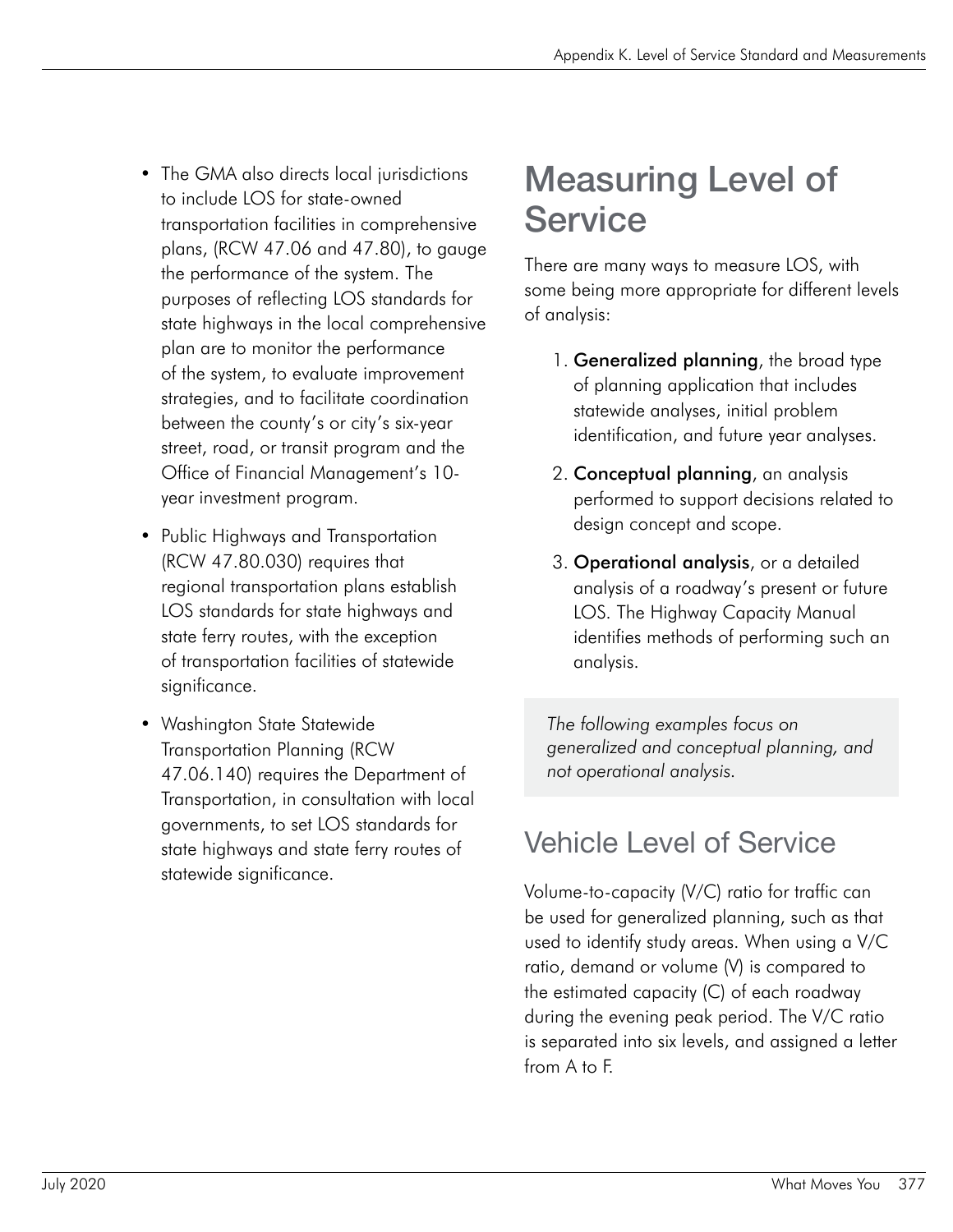- The GMA also directs local jurisdictions to include LOS for state-owned transportation facilities in comprehensive plans, (RCW 47.06 and 47.80), to gauge the performance of the system. The purposes of reflecting LOS standards for state highways in the local comprehensive plan are to monitor the performance of the system, to evaluate improvement strategies, and to facilitate coordination between the county's or city's six-year street, road, or transit program and the Office of Financial Management's 10-year investment program.
- Public Highways and Transportation (RCW 47.80.030) requires that regional transportation plans establish LOS standards for state highways and state ferry routes, with the exception of transportation facilities of statewide significance.
- Washington State Statewide Transportation Planning (RCW 47.06.140) requires the Department of Transportation, in consultation with local governments, to set LOS standards for state highways and state ferry routes of statewide significance.

# Measuring Level of Service

There are many ways to measure LOS, with some being more appropriate for different levels of analysis:

1. **Generalized planning**, the broad type of planning application that includes statewide analyses, initial problem identification, and future year analyses.
2. **Conceptual planning**, an analysis performed to support decisions related to design concept and scope.
3. **Operational analysis**, or a detailed analysis of a roadway's present or future LOS. The Highway Capacity Manual identifies methods of performing such an analysis.

*The following examples focus on generalized and conceptual planning, and not operational analysis.*

## Vehicle Level of Service

Volume-to-capacity (V/C) ratio for traffic can be used for generalized planning, such as that used to identify study areas. When using a V/C ratio, demand or volume (V) is compared to the estimated capacity (C) of each roadway during the evening peak period. The V/C ratio is separated into six levels, and assigned a letter from A to F.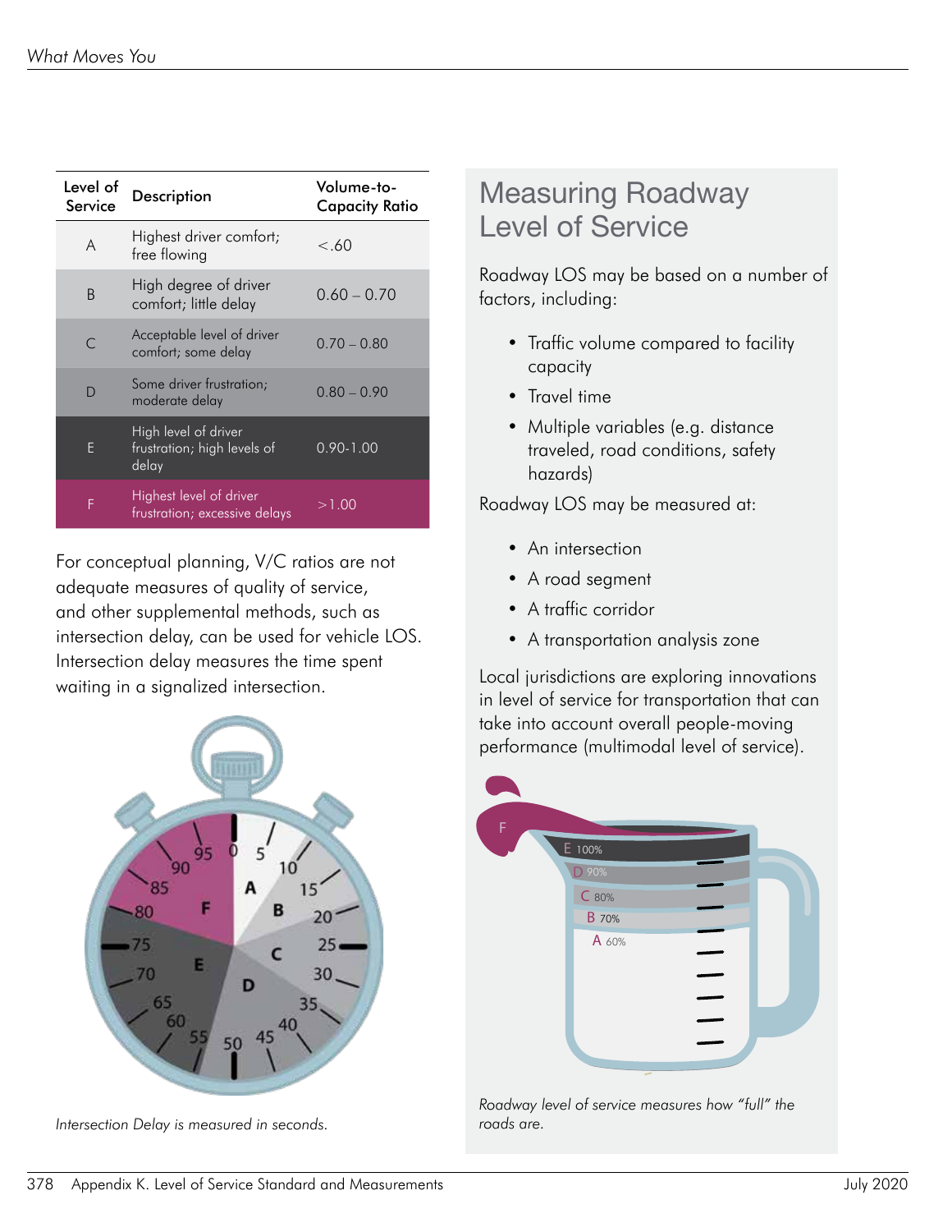| Level of Service | Description | Volume-to-Capacity Ratio |
|---|---|---|
| A | Highest driver comfort; free flowing | <.60 |
| B | High degree of driver comfort; little delay | 0.60 – 0.70 |
| C | Acceptable level of driver comfort; some delay | 0.70 – 0.80 |
| D | Some driver frustration; moderate delay | 0.80 – 0.90 |
| E | High level of driver frustration; high levels of delay | 0.90-1.00 |
| F | Highest level of driver frustration; excessive delays | >1.00 |

For conceptual planning, V/C ratios are not adequate measures of quality of service, and other supplemental methods, such as intersection delay, can be used for vehicle LOS. Intersection delay measures the time spent waiting in a signalized intersection.

*Intersection Delay is measured in seconds.*

## Measuring Roadway Level of Service

Roadway LOS may be based on a number of factors, including:

- Traffic volume compared to facility capacity
- Travel time
- Multiple variables (e.g. distance traveled, road conditions, safety hazards)

Roadway LOS may be measured at:

- An intersection
- A road segment
- A traffic corridor
- A transportation analysis zone

Local jurisdictions are exploring innovations in level of service for transportation that can take into account overall people-moving performance (multimodal level of service).

*Roadway level of service measures how "full" the roads are.*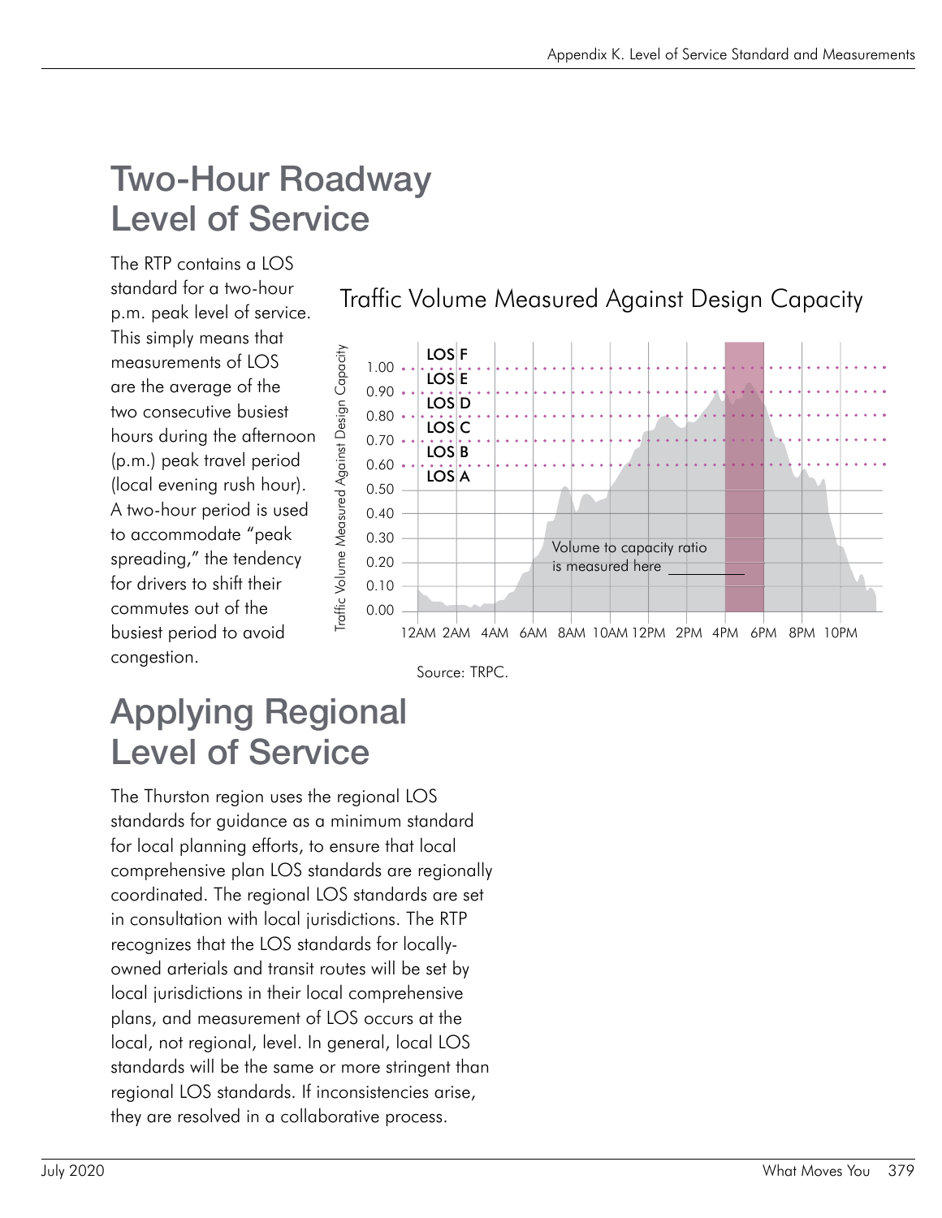# Two-Hour Roadway Level of Service

The RTP contains a LOS standard for a two-hour p.m. peak level of service. This simply means that measurements of LOS are the average of the two consecutive busiest hours during the afternoon (p.m.) peak travel period (local evening rush hour). A two-hour period is used to accommodate "peak spreading," the tendency for drivers to shift their commutes out of the busiest period to avoid congestion.

Traffic Volume Measured Against Design Capacity

Source: TRPC.

# Applying Regional Level of Service

The Thurston region uses the regional LOS standards for guidance as a minimum standard for local planning efforts, to ensure that local comprehensive plan LOS standards are regionally coordinated. The regional LOS standards are set in consultation with local jurisdictions. The RTP recognizes that the LOS standards for locally-owned arterials and transit routes will be set by local jurisdictions in their local comprehensive plans, and measurement of LOS occurs at the local, not regional, level. In general, local LOS standards will be the same or more stringent than regional LOS standards. If inconsistencies arise, they are resolved in a collaborative process.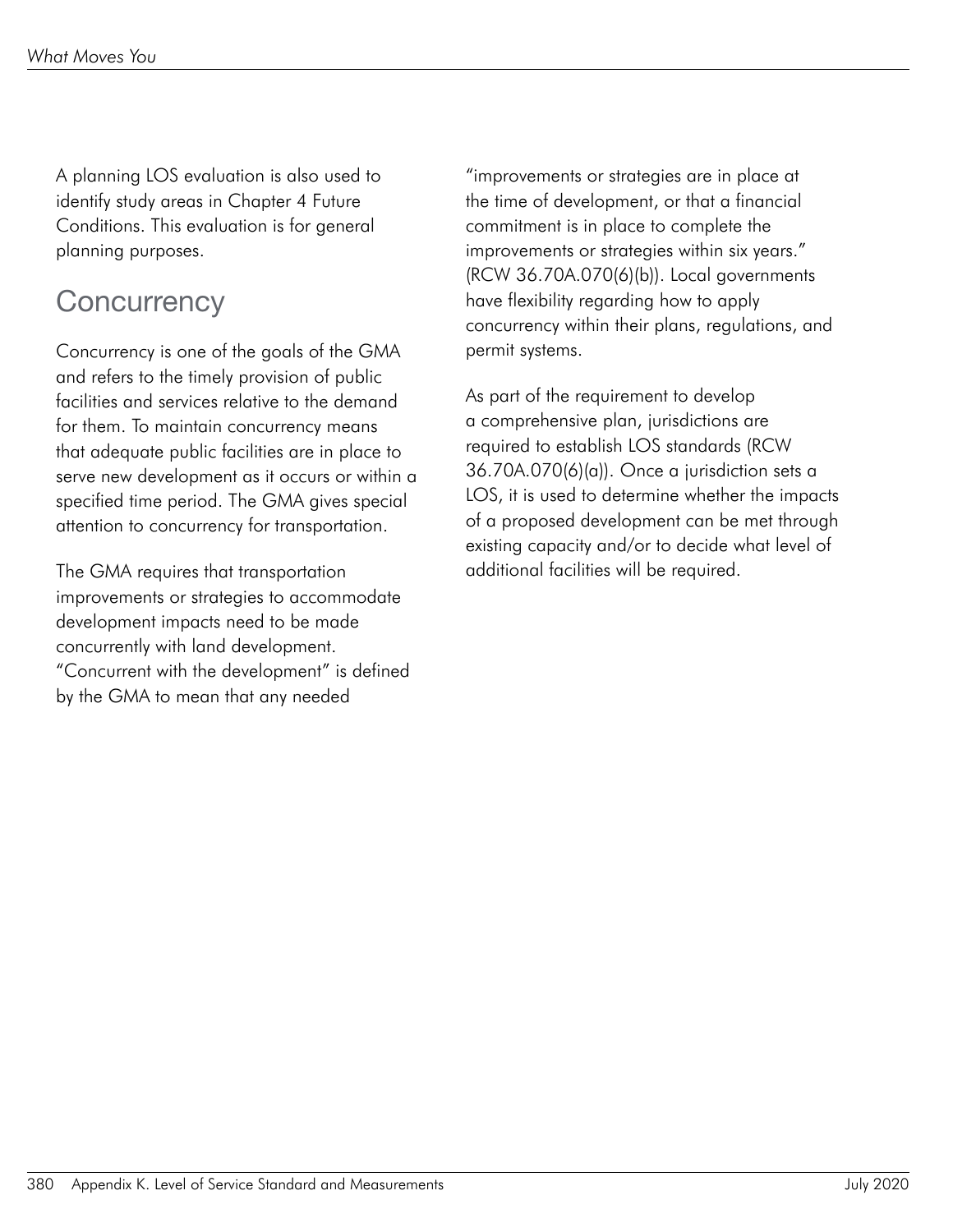A planning LOS evaluation is also used to identify study areas in Chapter 4 Future Conditions. This evaluation is for general planning purposes.

## Concurrency

Concurrency is one of the goals of the GMA and refers to the timely provision of public facilities and services relative to the demand for them. To maintain concurrency means that adequate public facilities are in place to serve new development as it occurs or within a specified time period. The GMA gives special attention to concurrency for transportation.

The GMA requires that transportation improvements or strategies to accommodate development impacts need to be made concurrently with land development. "Concurrent with the development" is defined by the GMA to mean that any needed "improvements or strategies are in place at the time of development, or that a financial commitment is in place to complete the improvements or strategies within six years." (RCW 36.70A.070(6)(b)). Local governments have flexibility regarding how to apply concurrency within their plans, regulations, and permit systems.

As part of the requirement to develop a comprehensive plan, jurisdictions are required to establish LOS standards (RCW 36.70A.070(6)(a)). Once a jurisdiction sets a LOS, it is used to determine whether the impacts of a proposed development can be met through existing capacity and/or to decide what level of additional facilities will be required.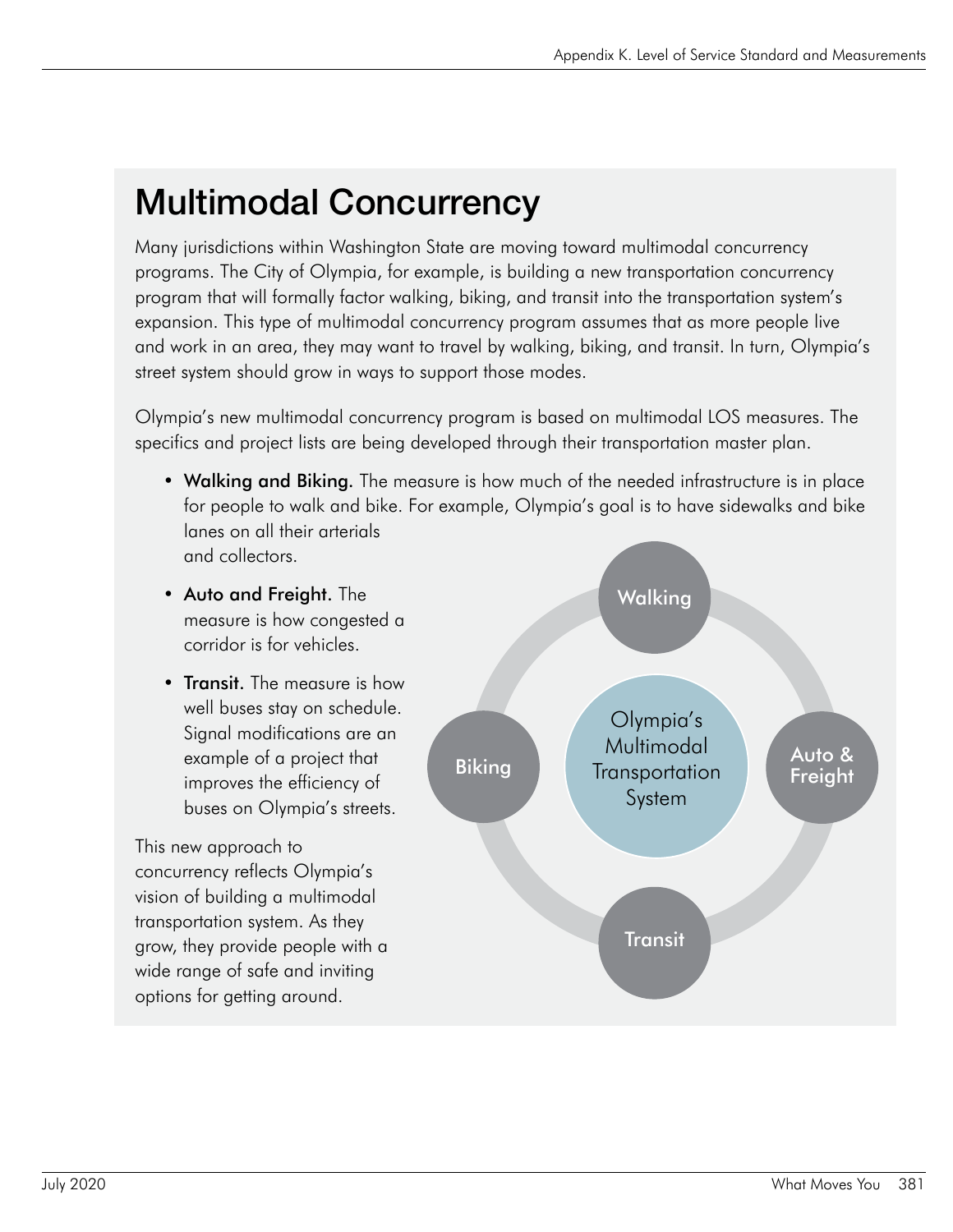# Multimodal Concurrency

Many jurisdictions within Washington State are moving toward multimodal concurrency programs. The City of Olympia, for example, is building a new transportation concurrency program that will formally factor walking, biking, and transit into the transportation system's expansion. This type of multimodal concurrency program assumes that as more people live and work in an area, they may want to travel by walking, biking, and transit. In turn, Olympia's street system should grow in ways to support those modes.

Olympia's new multimodal concurrency program is based on multimodal LOS measures. The specifics and project lists are being developed through their transportation master plan.

- **Walking and Biking.** The measure is how much of the needed infrastructure is in place for people to walk and bike. For example, Olympia's goal is to have sidewalks and bike lanes on all their arterials and collectors.
- **Auto and Freight.** The measure is how congested a corridor is for vehicles.
- **Transit.** The measure is how well buses stay on schedule. Signal modifications are an example of a project that improves the efficiency of buses on Olympia's streets.

This new approach to concurrency reflects Olympia's vision of building a multimodal transportation system. As they grow, they provide people with a wide range of safe and inviting options for getting around.

Olympia's Multimodal Transportation System

Walking

Auto & Freight

Transit

Biking